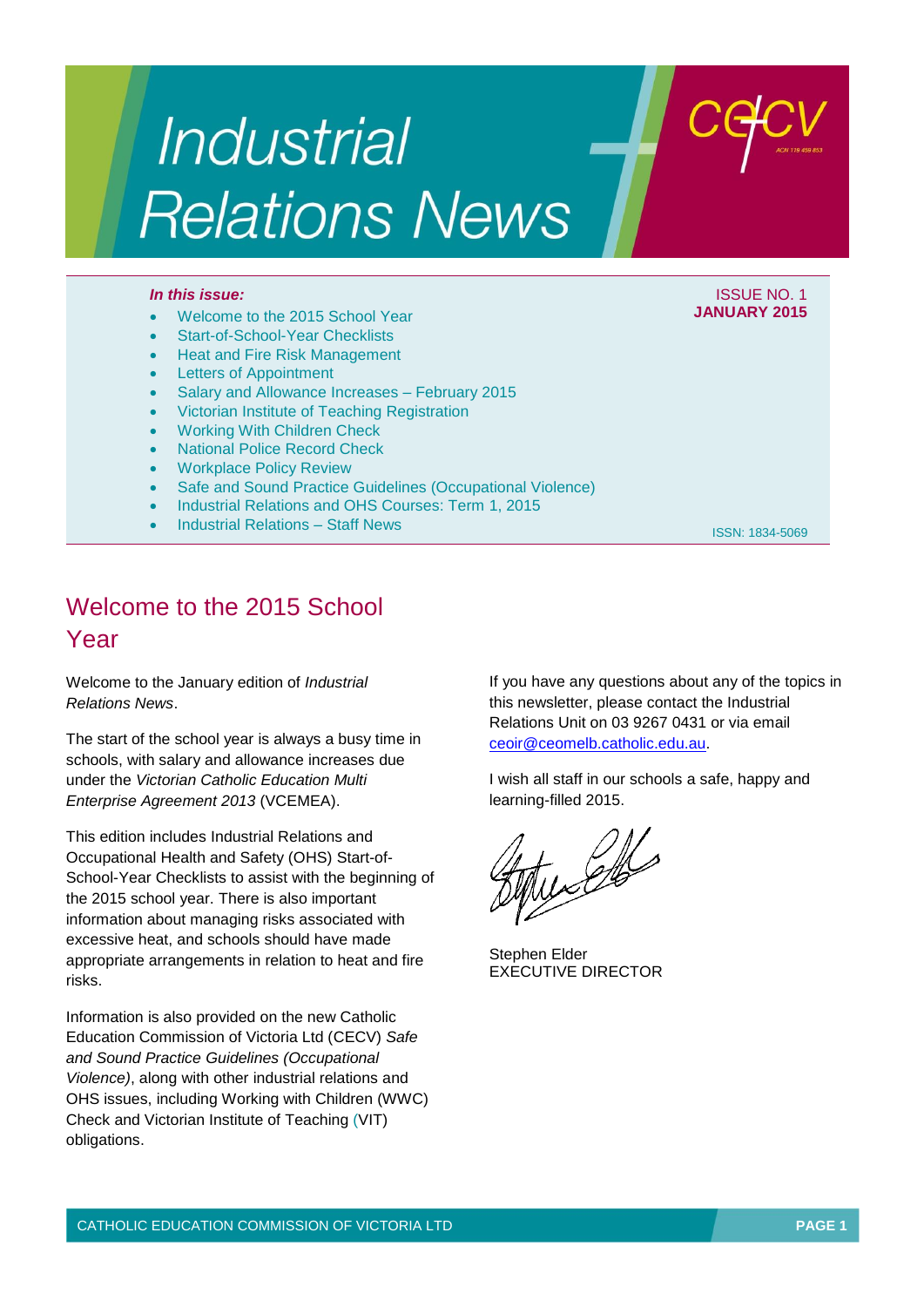# Industrial Relations News

ISSUE NO. 1
**JANUARY 2015**

ISSN: 1834-5069

***In this issue:***

- Welcome to the 2015 School Year
- Start-of-School-Year Checklists
- Heat and Fire Risk Management
- Letters of Appointment
- Salary and Allowance Increases – February 2015
- Victorian Institute of Teaching Registration
- Working With Children Check
- National Police Record Check
- Workplace Policy Review
- Safe and Sound Practice Guidelines (Occupational Violence)
- Industrial Relations and OHS Courses: Term 1, 2015
- Industrial Relations – Staff News

## Welcome to the 2015 School Year

Welcome to the January edition of *Industrial Relations News*.

The start of the school year is always a busy time in schools, with salary and allowance increases due under the *Victorian Catholic Education Multi Enterprise Agreement 2013* (VCEMEA).

This edition includes Industrial Relations and Occupational Health and Safety (OHS) Start-of-School-Year Checklists to assist with the beginning of the 2015 school year. There is also important information about managing risks associated with excessive heat, and schools should have made appropriate arrangements in relation to heat and fire risks.

Information is also provided on the new Catholic Education Commission of Victoria Ltd (CECV) *Safe and Sound Practice Guidelines (Occupational Violence)*, along with other industrial relations and OHS issues, including Working with Children (WWC) Check and Victorian Institute of Teaching (VIT) obligations.

If you have any questions about any of the topics in this newsletter, please contact the Industrial Relations Unit on 03 9267 0431 or via email ceoir@ceomelb.catholic.edu.au.

I wish all staff in our schools a safe, happy and learning-filled 2015.

Stephen Elder
EXECUTIVE DIRECTOR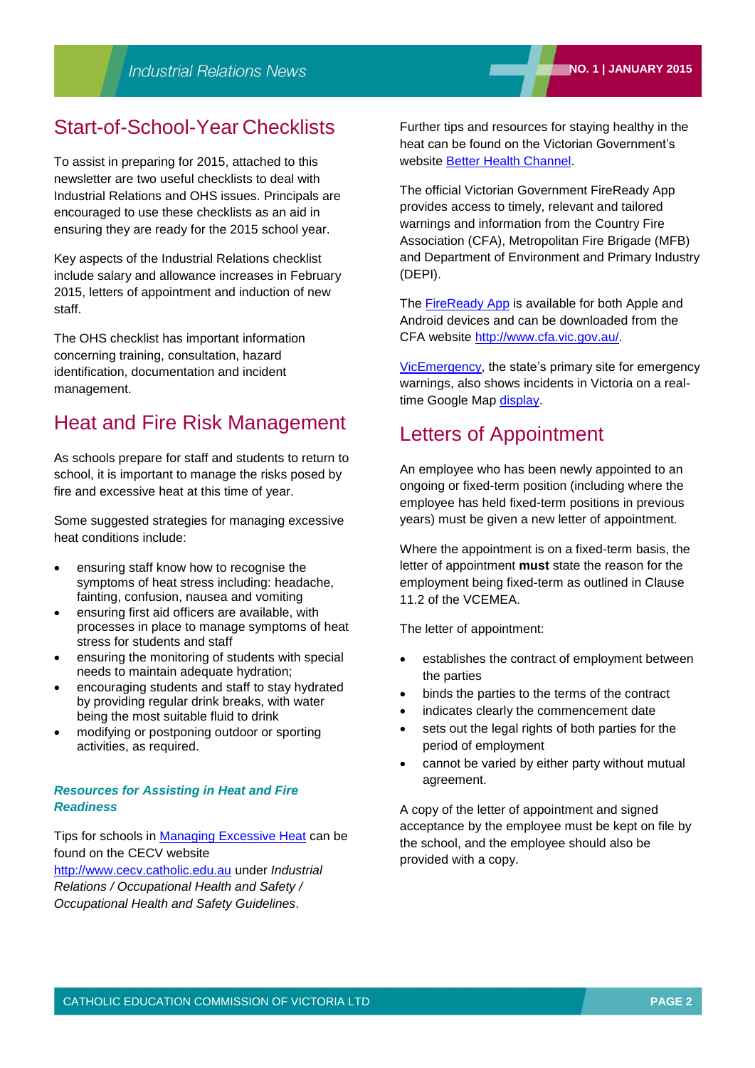## Start-of-School-Year Checklists

To assist in preparing for 2015, attached to this newsletter are two useful checklists to deal with Industrial Relations and OHS issues. Principals are encouraged to use these checklists as an aid in ensuring they are ready for the 2015 school year.

Key aspects of the Industrial Relations checklist include salary and allowance increases in February 2015, letters of appointment and induction of new staff.

The OHS checklist has important information concerning training, consultation, hazard identification, documentation and incident management.

## Heat and Fire Risk Management

As schools prepare for staff and students to return to school, it is important to manage the risks posed by fire and excessive heat at this time of year.

Some suggested strategies for managing excessive heat conditions include:

- ensuring staff know how to recognise the symptoms of heat stress including: headache, fainting, confusion, nausea and vomiting
- ensuring first aid officers are available, with processes in place to manage symptoms of heat stress for students and staff
- ensuring the monitoring of students with special needs to maintain adequate hydration;
- encouraging students and staff to stay hydrated by providing regular drink breaks, with water being the most suitable fluid to drink
- modifying or postponing outdoor or sporting activities, as required.

### *Resources for Assisting in Heat and Fire Readiness*

Tips for schools in Managing Excessive Heat can be found on the CECV website http://www.cecv.catholic.edu.au under *Industrial Relations / Occupational Health and Safety / Occupational Health and Safety Guidelines*.

Further tips and resources for staying healthy in the heat can be found on the Victorian Government's website Better Health Channel.

The official Victorian Government FireReady App provides access to timely, relevant and tailored warnings and information from the Country Fire Association (CFA), Metropolitan Fire Brigade (MFB) and Department of Environment and Primary Industry (DEPI).

The FireReady App is available for both Apple and Android devices and can be downloaded from the CFA website http://www.cfa.vic.gov.au/.

VicEmergency, the state's primary site for emergency warnings, also shows incidents in Victoria on a real-time Google Map display.

## Letters of Appointment

An employee who has been newly appointed to an ongoing or fixed-term position (including where the employee has held fixed-term positions in previous years) must be given a new letter of appointment.

Where the appointment is on a fixed-term basis, the letter of appointment **must** state the reason for the employment being fixed-term as outlined in Clause 11.2 of the VCEMEA.

The letter of appointment:

- establishes the contract of employment between the parties
- binds the parties to the terms of the contract
- indicates clearly the commencement date
- sets out the legal rights of both parties for the period of employment
- cannot be varied by either party without mutual agreement.

A copy of the letter of appointment and signed acceptance by the employee must be kept on file by the school, and the employee should also be provided with a copy.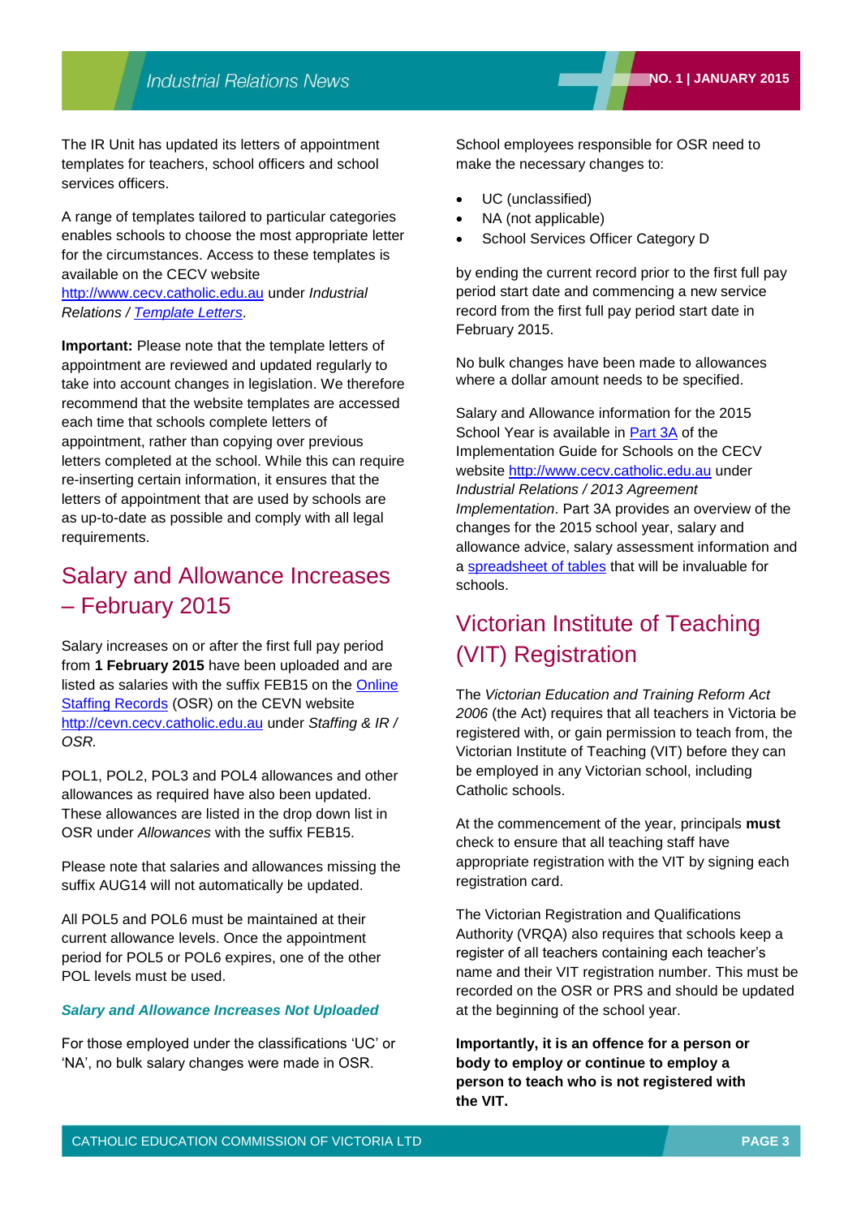The IR Unit has updated its letters of appointment templates for teachers, school officers and school services officers.

A range of templates tailored to particular categories enables schools to choose the most appropriate letter for the circumstances. Access to these templates is available on the CECV website http://www.cecv.catholic.edu.au under *Industrial Relations / Template Letters*.

**Important:** Please note that the template letters of appointment are reviewed and updated regularly to take into account changes in legislation. We therefore recommend that the website templates are accessed each time that schools complete letters of appointment, rather than copying over previous letters completed at the school. While this can require re-inserting certain information, it ensures that the letters of appointment that are used by schools are as up-to-date as possible and comply with all legal requirements.

## Salary and Allowance Increases – February 2015

Salary increases on or after the first full pay period from **1 February 2015** have been uploaded and are listed as salaries with the suffix FEB15 on the Online Staffing Records (OSR) on the CEVN website http://cevn.cecv.catholic.edu.au under *Staffing & IR / OSR.*

POL1, POL2, POL3 and POL4 allowances and other allowances as required have also been updated. These allowances are listed in the drop down list in OSR under *Allowances* with the suffix FEB15.

Please note that salaries and allowances missing the suffix AUG14 will not automatically be updated.

All POL5 and POL6 must be maintained at their current allowance levels. Once the appointment period for POL5 or POL6 expires, one of the other POL levels must be used.

### *Salary and Allowance Increases Not Uploaded*

For those employed under the classifications 'UC' or 'NA', no bulk salary changes were made in OSR.

School employees responsible for OSR need to make the necessary changes to:

- UC (unclassified)
- NA (not applicable)
- School Services Officer Category D

by ending the current record prior to the first full pay period start date and commencing a new service record from the first full pay period start date in February 2015.

No bulk changes have been made to allowances where a dollar amount needs to be specified.

Salary and Allowance information for the 2015 School Year is available in Part 3A of the Implementation Guide for Schools on the CECV website http://www.cecv.catholic.edu.au under *Industrial Relations / 2013 Agreement Implementation*. Part 3A provides an overview of the changes for the 2015 school year, salary and allowance advice, salary assessment information and a spreadsheet of tables that will be invaluable for schools.

## Victorian Institute of Teaching (VIT) Registration

The *Victorian Education and Training Reform Act 2006* (the Act) requires that all teachers in Victoria be registered with, or gain permission to teach from, the Victorian Institute of Teaching (VIT) before they can be employed in any Victorian school, including Catholic schools.

At the commencement of the year, principals **must** check to ensure that all teaching staff have appropriate registration with the VIT by signing each registration card.

The Victorian Registration and Qualifications Authority (VRQA) also requires that schools keep a register of all teachers containing each teacher's name and their VIT registration number. This must be recorded on the OSR or PRS and should be updated at the beginning of the school year.

**Importantly, it is an offence for a person or body to employ or continue to employ a person to teach who is not registered with the VIT.**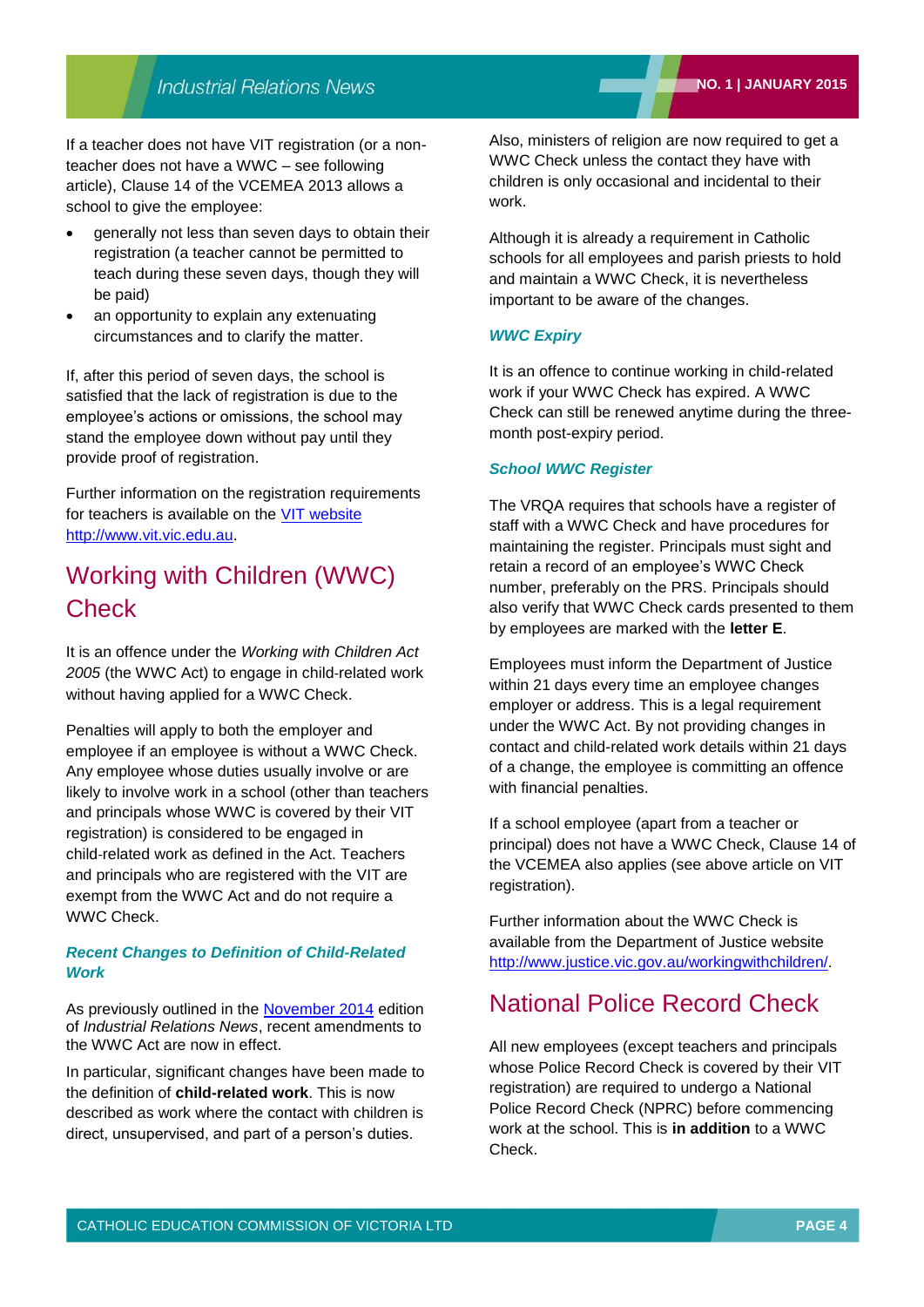If a teacher does not have VIT registration (or a non-teacher does not have a WWC – see following article), Clause 14 of the VCEMEA 2013 allows a school to give the employee:

- generally not less than seven days to obtain their registration (a teacher cannot be permitted to teach during these seven days, though they will be paid)
- an opportunity to explain any extenuating circumstances and to clarify the matter.

If, after this period of seven days, the school is satisfied that the lack of registration is due to the employee's actions or omissions, the school may stand the employee down without pay until they provide proof of registration.

Further information on the registration requirements for teachers is available on the [VIT website](http://www.vit.vic.edu.au) http://www.vit.vic.edu.au.

## Working with Children (WWC) Check

It is an offence under the *Working with Children Act 2005* (the WWC Act) to engage in child-related work without having applied for a WWC Check.

Penalties will apply to both the employer and employee if an employee is without a WWC Check. Any employee whose duties usually involve or are likely to involve work in a school (other than teachers and principals whose WWC is covered by their VIT registration) is considered to be engaged in child-related work as defined in the Act. Teachers and principals who are registered with the VIT are exempt from the WWC Act and do not require a WWC Check.

### *Recent Changes to Definition of Child-Related Work*

As previously outlined in the November 2014 edition of *Industrial Relations News*, recent amendments to the WWC Act are now in effect.

In particular, significant changes have been made to the definition of **child-related work**. This is now described as work where the contact with children is direct, unsupervised, and part of a person's duties.

Also, ministers of religion are now required to get a WWC Check unless the contact they have with children is only occasional and incidental to their work.

Although it is already a requirement in Catholic schools for all employees and parish priests to hold and maintain a WWC Check, it is nevertheless important to be aware of the changes.

### *WWC Expiry*

It is an offence to continue working in child-related work if your WWC Check has expired. A WWC Check can still be renewed anytime during the three-month post-expiry period.

### *School WWC Register*

The VRQA requires that schools have a register of staff with a WWC Check and have procedures for maintaining the register. Principals must sight and retain a record of an employee's WWC Check number, preferably on the PRS. Principals should also verify that WWC Check cards presented to them by employees are marked with the **letter E**.

Employees must inform the Department of Justice within 21 days every time an employee changes employer or address. This is a legal requirement under the WWC Act. By not providing changes in contact and child-related work details within 21 days of a change, the employee is committing an offence with financial penalties.

If a school employee (apart from a teacher or principal) does not have a WWC Check, Clause 14 of the VCEMEA also applies (see above article on VIT registration).

Further information about the WWC Check is available from the Department of Justice website http://www.justice.vic.gov.au/workingwithchildren/.

## National Police Record Check

All new employees (except teachers and principals whose Police Record Check is covered by their VIT registration) are required to undergo a National Police Record Check (NPRC) before commencing work at the school. This is **in addition** to a WWC Check.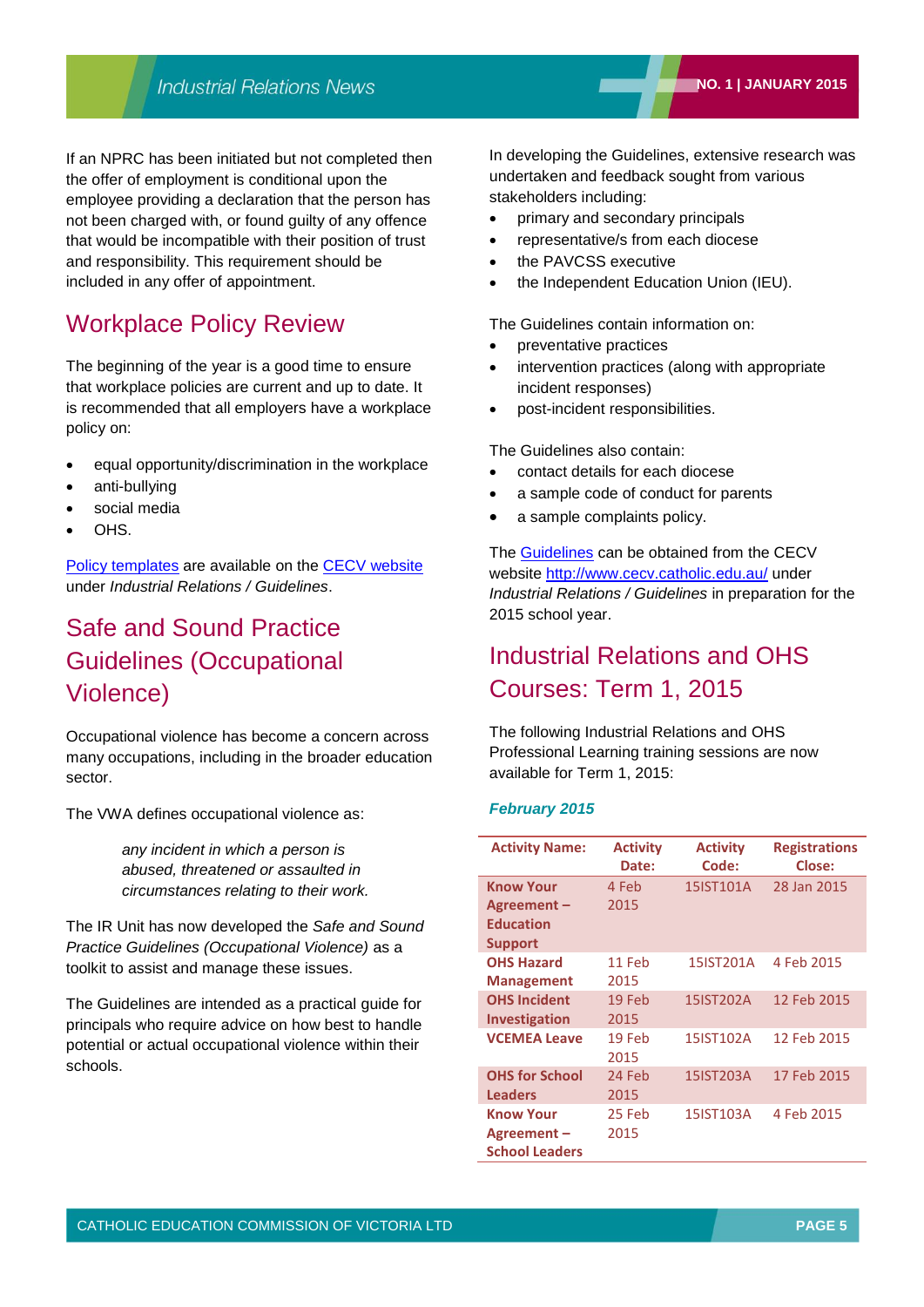If an NPRC has been initiated but not completed then the offer of employment is conditional upon the employee providing a declaration that the person has not been charged with, or found guilty of any offence that would be incompatible with their position of trust and responsibility. This requirement should be included in any offer of appointment.

## Workplace Policy Review

The beginning of the year is a good time to ensure that workplace policies are current and up to date. It is recommended that all employers have a workplace policy on:

- equal opportunity/discrimination in the workplace
- anti-bullying
- social media
- OHS.

Policy templates are available on the CECV website under *Industrial Relations / Guidelines*.

## Safe and Sound Practice Guidelines (Occupational Violence)

Occupational violence has become a concern across many occupations, including in the broader education sector.

The VWA defines occupational violence as:

> *any incident in which a person is abused, threatened or assaulted in circumstances relating to their work.*

The IR Unit has now developed the *Safe and Sound Practice Guidelines (Occupational Violence)* as a toolkit to assist and manage these issues.

The Guidelines are intended as a practical guide for principals who require advice on how best to handle potential or actual occupational violence within their schools.

In developing the Guidelines, extensive research was undertaken and feedback sought from various stakeholders including:

- primary and secondary principals
- representative/s from each diocese
- the PAVCSS executive
- the Independent Education Union (IEU).

The Guidelines contain information on:

- preventative practices
- intervention practices (along with appropriate incident responses)
- post-incident responsibilities.

The Guidelines also contain:

- contact details for each diocese
- a sample code of conduct for parents
- a sample complaints policy.

The Guidelines can be obtained from the CECV website http://www.cecv.catholic.edu.au/ under *Industrial Relations / Guidelines* in preparation for the 2015 school year.

## Industrial Relations and OHS Courses: Term 1, 2015

The following Industrial Relations and OHS Professional Learning training sessions are now available for Term 1, 2015:

### *February 2015*

| Activity Name: | Activity Date: | Activity Code: | Registrations Close: |
|---|---|---|---|
| **Know Your Agreement – Education Support** | 4 Feb 2015 | 15IST101A | 28 Jan 2015 |
| **OHS Hazard Management** | 11 Feb 2015 | 15IST201A | 4 Feb 2015 |
| **OHS Incident Investigation** | 19 Feb 2015 | 15IST202A | 12 Feb 2015 |
| **VCEMEA Leave** | 19 Feb 2015 | 15IST102A | 12 Feb 2015 |
| **OHS for School Leaders** | 24 Feb 2015 | 15IST203A | 17 Feb 2015 |
| **Know Your Agreement – School Leaders** | 25 Feb 2015 | 15IST103A | 4 Feb 2015 |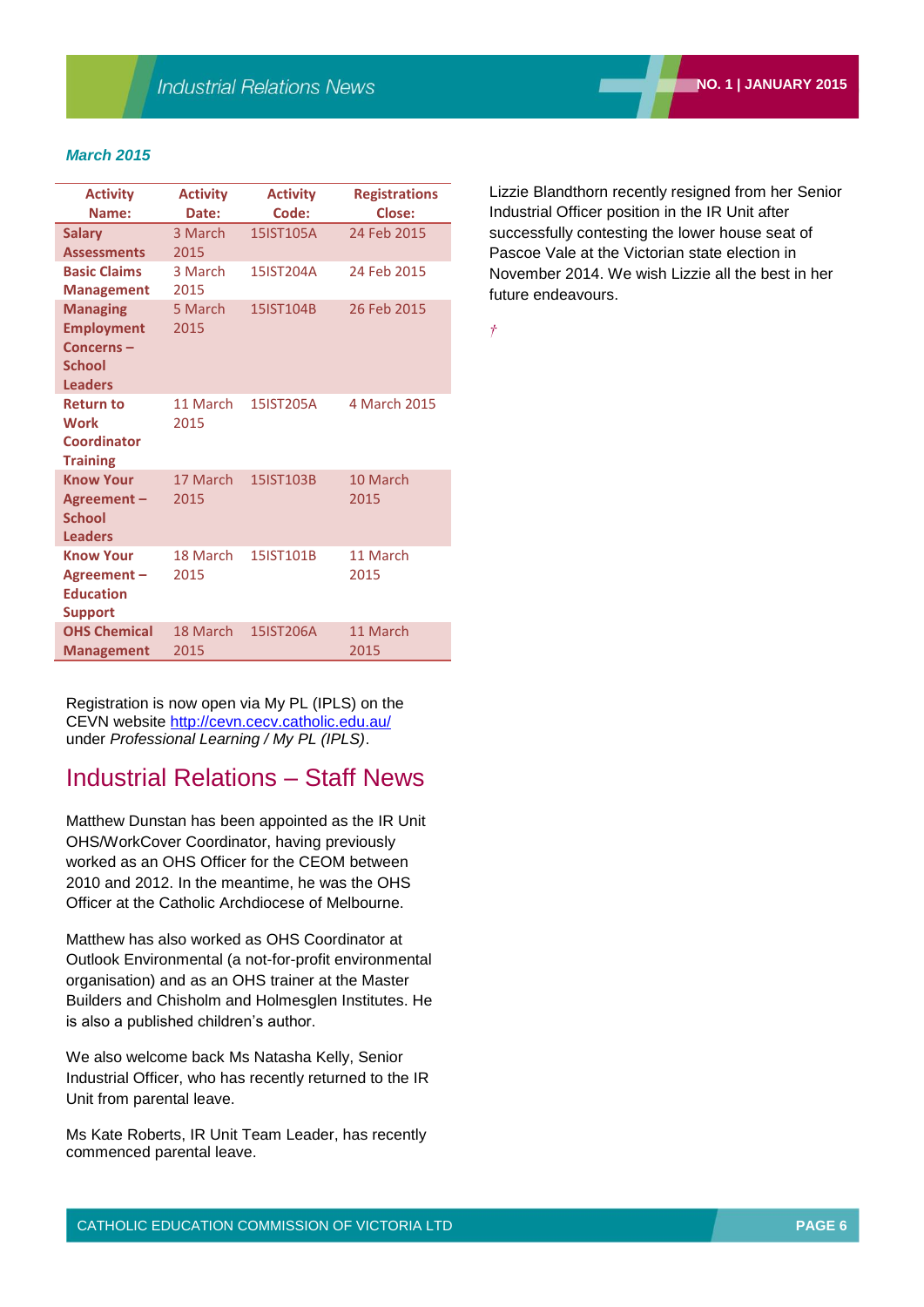### *March 2015*

| Activity Name: | Activity Date: | Activity Code: | Registrations Close: |
|---|---|---|---|
| **Salary Assessments** | 3 March 2015 | 15IST105A | 24 Feb 2015 |
| **Basic Claims Management** | 3 March 2015 | 15IST204A | 24 Feb 2015 |
| **Managing Employment Concerns – School Leaders** | 5 March 2015 | 15IST104B | 26 Feb 2015 |
| **Return to Work Coordinator Training** | 11 March 2015 | 15IST205A | 4 March 2015 |
| **Know Your Agreement – School Leaders** | 17 March 2015 | 15IST103B | 10 March 2015 |
| **Know Your Agreement – Education Support** | 18 March 2015 | 15IST101B | 11 March 2015 |
| **OHS Chemical Management** | 18 March 2015 | 15IST206A | 11 March 2015 |

Registration is now open via My PL (IPLS) on the CEVN website http://cevn.cecv.catholic.edu.au/ under *Professional Learning / My PL (IPLS)*.

## Industrial Relations – Staff News

Matthew Dunstan has been appointed as the IR Unit OHS/WorkCover Coordinator, having previously worked as an OHS Officer for the CEOM between 2010 and 2012. In the meantime, he was the OHS Officer at the Catholic Archdiocese of Melbourne.

Matthew has also worked as OHS Coordinator at Outlook Environmental (a not-for-profit environmental organisation) and as an OHS trainer at the Master Builders and Chisholm and Holmesglen Institutes. He is also a published children's author.

We also welcome back Ms Natasha Kelly, Senior Industrial Officer, who has recently returned to the IR Unit from parental leave.

Ms Kate Roberts, IR Unit Team Leader, has recently commenced parental leave.

Lizzie Blandthorn recently resigned from her Senior Industrial Officer position in the IR Unit after successfully contesting the lower house seat of Pascoe Vale at the Victorian state election in November 2014. We wish Lizzie all the best in her future endeavours.

†